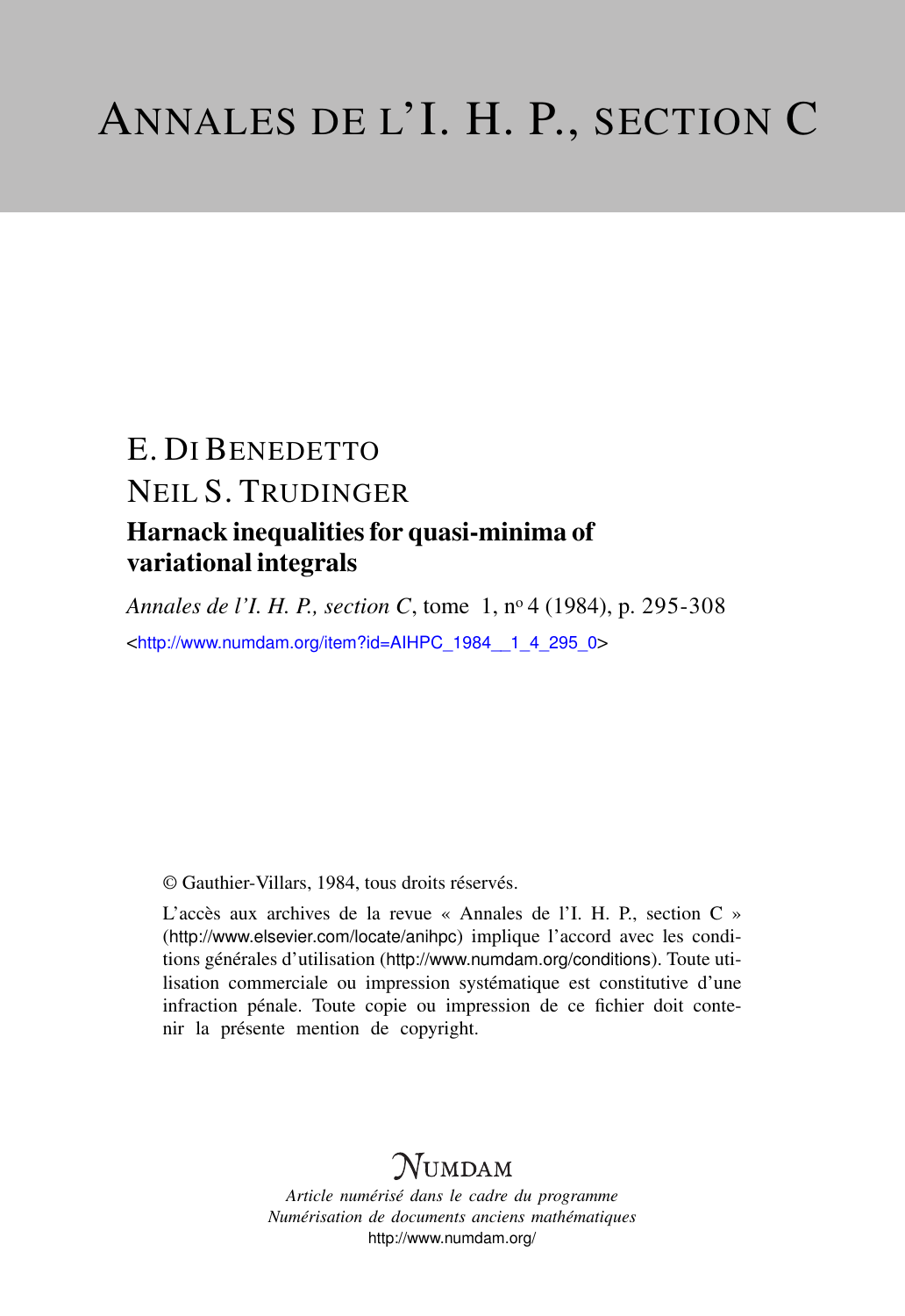# Annales de l'I. H. P., section C

E. Di Benedetto

Neil S. Trudinger

## Harnack inequalities for quasi-minima of variational integrals

*Annales de l'I. H. P., section C*, tome 1, nº 4 (1984), p. 295-308

<http://www.numdam.org/item?id=AIHPC_1984__1_4_295_0>

© Gauthier-Villars, 1984, tous droits réservés.

L'accès aux archives de la revue « Annales de l'I. H. P., section C » (http://www.elsevier.com/locate/anihpc) implique l'accord avec les conditions générales d'utilisation (http://www.numdam.org/conditions). Toute utilisation commerciale ou impression systématique est constitutive d'une infraction pénale. Toute copie ou impression de ce fichier doit contenir la présente mention de copyright.

NUMDAM

*Article numérisé dans le cadre du programme*
*Numérisation de documents anciens mathématiques*
http://www.numdam.org/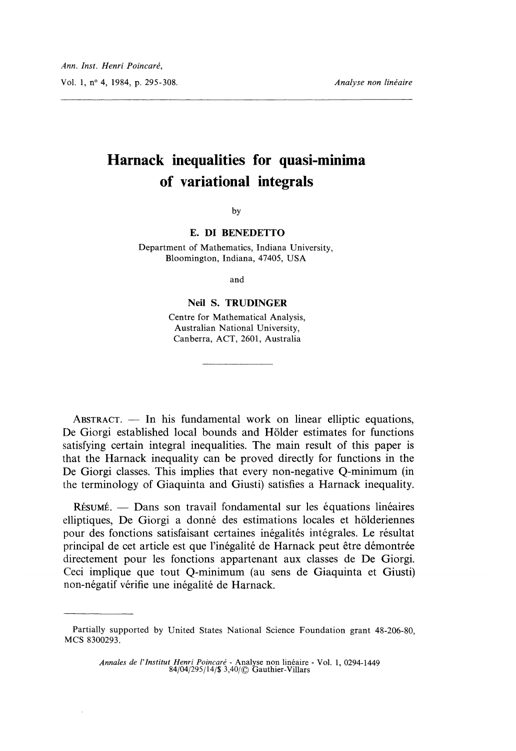# Harnack inequalities for quasi-minima of variational integrals

by

**E. DI BENEDETTO**

Department of Mathematics, Indiana University,
Bloomington, Indiana, 47405, USA

and

**Neil S. TRUDINGER**

Centre for Mathematical Analysis,
Australian National University,
Canberra, ACT, 2601, Australia

---

ABSTRACT. — In his fundamental work on linear elliptic equations, De Giorgi established local bounds and Hölder estimates for functions satisfying certain integral inequalities. The main result of this paper is that the Harnack inequality can be proved directly for functions in the De Giorgi classes. This implies that every non-negative Q-minimum (in the terminology of Giaquinta and Giusti) satisfies a Harnack inequality.

RÉSUMÉ. — Dans son travail fondamental sur les équations linéaires elliptiques, De Giorgi a donné des estimations locales et hölderiennes pour des fonctions satisfaisant certaines inégalités intégrales. Le résultat principal de cet article est que l'inégalité de Harnack peut être démontrée directement pour les fonctions appartenant aux classes de De Giorgi. Ceci implique que tout Q-minimum (au sens de Giaquinta et Giusti) non-négatif vérifie une inégalité de Harnack.

---

Partially supported by United States National Science Foundation grant 48-206-80, MCS 8300293.

*Annales de l'Institut Henri Poincaré* - Analyse non linéaire - Vol. 1, 0294-1449 84/04/295/14/$ 3,40/© Gauthier-Villars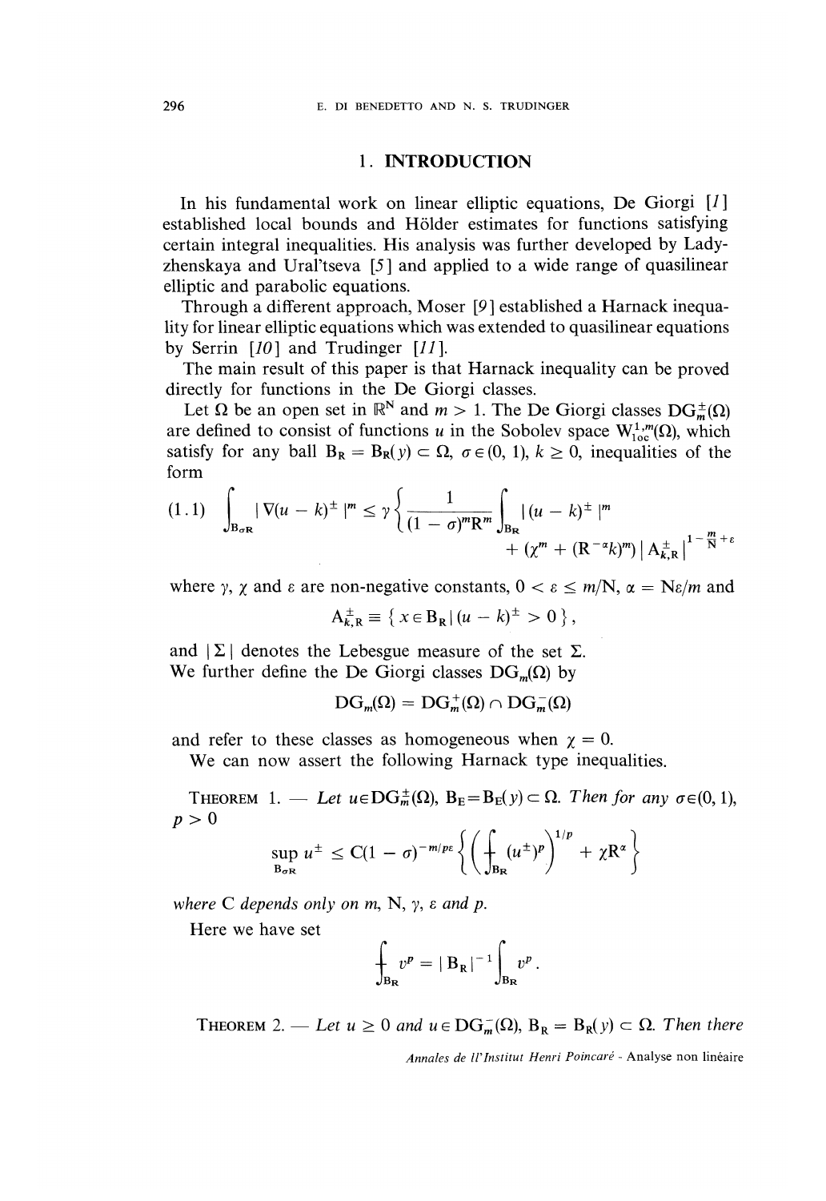## 1. INTRODUCTION

In his fundamental work on linear elliptic equations, De Giorgi [1] established local bounds and Hölder estimates for functions satisfying certain integral inequalities. His analysis was further developed by Ladyzhenskaya and Ural'tseva [5] and applied to a wide range of quasilinear elliptic and parabolic equations.

Through a different approach, Moser [9] established a Harnack inequality for linear elliptic equations which was extended to quasilinear equations by Serrin [10] and Trudinger [11].

The main result of this paper is that Harnack inequality can be proved directly for functions in the De Giorgi classes.

Let $\Omega$ be an open set in $\mathbb{R}^N$ and $m > 1$. The De Giorgi classes $DG_m^{\pm}(\Omega)$ are defined to consist of functions $u$ in the Sobolev space $W_{loc}^{1,m}(\Omega)$, which satisfy for any ball $B_R = B_R(y) \subset \Omega$, $\sigma \in (0, 1)$, $k \geq 0$, inequalities of the form

$$
(1.1) \quad \int_{B_{\sigma R}} |\nabla(u - k)^{\pm}|^m \leq \gamma \left\{ \frac{1}{(1-\sigma)^m R^m} \int_{B_R} |(u-k)^{\pm}|^m + (\chi^m + (R^{-\alpha} k)^m) \, |A_{k,R}^{\pm}|^{1 - \frac{m}{N} + \varepsilon} \right.
$$

where $\gamma$, $\chi$ and $\varepsilon$ are non-negative constants, $0 < \varepsilon \leq m/N$, $\alpha = N\varepsilon/m$ and

$$
A_{k,R}^{\pm} \equiv \{ x \in B_R \,|\, (u-k)^{\pm} > 0 \},
$$

and $|\Sigma|$ denotes the Lebesgue measure of the set $\Sigma$.

We further define the De Giorgi classes $DG_m(\Omega)$ by

$$
DG_m(\Omega) = DG_m^{+}(\Omega) \cap DG_m^{-}(\Omega)
$$

and refer to these classes as homogeneous when $\chi = 0$.

We can now assert the following Harnack type inequalities.

THEOREM 1. — *Let $u \in DG_m^{\pm}(\Omega)$, $B_E = B_E(y) \subset \Omega$. Then for any $\sigma \in (0, 1)$, $p > 0$*

$$
\sup_{B_{\sigma R}} u^{\pm} \leq C(1-\sigma)^{-m/p\varepsilon} \left\{ \left( \fint_{B_R} (u^{\pm})^p \right)^{1/p} + \chi R^{\alpha} \right\}
$$

*where C depends only on m, N, $\gamma$, $\varepsilon$ and p.*

Here we have set

$$
\fint_{B_R} v^p = |B_R|^{-1} \int_{B_R} v^p .
$$

THEOREM 2. — *Let $u \geq 0$ and $u \in DG_m^{-}(\Omega)$, $B_R = B_R(y) \subset \Omega$. Then there*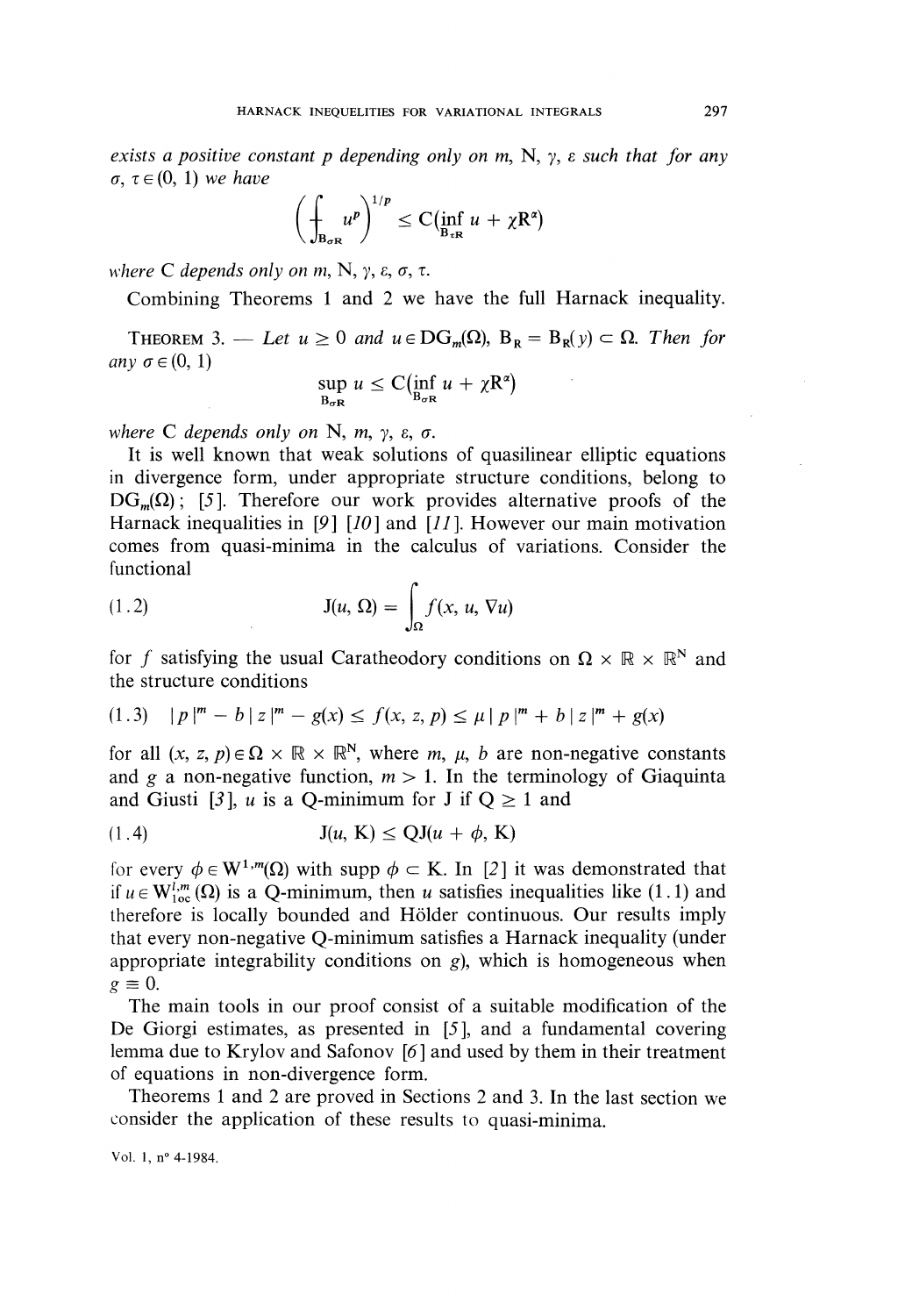*exists a positive constant p depending only on m, N, γ, ε such that for any σ, τ ∈ (0, 1) we have*

$$\left( \fint_{B_{\sigma R}} u^p \right)^{1/p} \leq C(\inf_{B_{\tau R}} u + \chi R^\alpha)$$

*where C depends only on m, N, γ, ε, σ, τ.*

Combining Theorems 1 and 2 we have the full Harnack inequality.

THEOREM 3. — *Let $u \geq 0$ and $u \in DG_m(\Omega)$, $B_R = B_R(y) \subset \Omega$. Then for any $\sigma \in (0, 1)$*

$$\sup_{B_{\sigma R}} u \leq C(\inf_{B_{\sigma R}} u + \chi R^\alpha)$$

*where C depends only on N, m, γ, ε, σ.*

It is well known that weak solutions of quasilinear elliptic equations in divergence form, under appropriate structure conditions, belong to $DG_m(\Omega)$; [5]. Therefore our work provides alternative proofs of the Harnack inequalities in [9] [10] and [11]. However our main motivation comes from quasi-minima in the calculus of variations. Consider the functional

$$J(u, \Omega) = \int_\Omega f(x, u, \nabla u) \tag{1.2}$$

for $f$ satisfying the usual Caratheodory conditions on $\Omega \times \mathbb{R} \times \mathbb{R}^N$ and the structure conditions

$$|p|^m - b|z|^m - g(x) \leq f(x, z, p) \leq \mu |p|^m + b|z|^m + g(x) \tag{1.3}$$

for all $(x, z, p) \in \Omega \times \mathbb{R} \times \mathbb{R}^N$, where $m$, $\mu$, $b$ are non-negative constants and $g$ a non-negative function, $m > 1$. In the terminology of Giaquinta and Giusti [3], $u$ is a Q-minimum for J if $Q \geq 1$ and

$$J(u, K) \leq QJ(u + \phi, K) \tag{1.4}$$

for every $\phi \in W^{1,m}(\Omega)$ with supp $\phi \subset K$. In [2] it was demonstrated that if $u \in W^{1,m}_{loc}(\Omega)$ is a Q-minimum, then $u$ satisfies inequalities like (1.1) and therefore is locally bounded and Hölder continuous. Our results imply that every non-negative Q-minimum satisfies a Harnack inequality (under appropriate integrability conditions on $g$), which is homogeneous when $g \equiv 0$.

The main tools in our proof consist of a suitable modification of the De Giorgi estimates, as presented in [5], and a fundamental covering lemma due to Krylov and Safonov [6] and used by them in their treatment of equations in non-divergence form.

Theorems 1 and 2 are proved in Sections 2 and 3. In the last section we consider the application of these results to quasi-minima.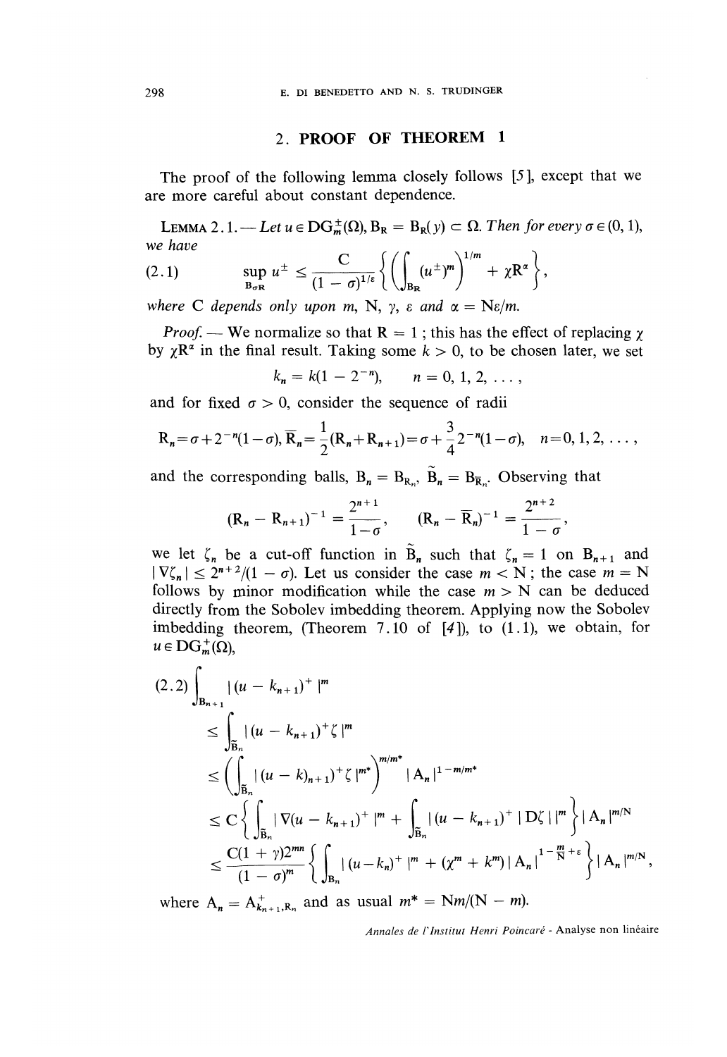## 2. PROOF OF THEOREM 1

The proof of the following lemma closely follows [5], except that we are more careful about constant dependence.

LEMMA 2.1. — *Let $u \in \mathrm{DG}_m^\pm(\Omega)$, $\mathrm{B_R} = \mathrm{B_R}(y) \subset \Omega$. Then for every $\sigma \in (0, 1)$, we have*

$$\sup_{\mathrm{B}_{\sigma\mathrm{R}}} u^\pm \leq \frac{\mathrm{C}}{(1-\sigma)^{1/\varepsilon}} \left\{ \left( \int_{\mathrm{B_R}} (u^\pm)^m \right)^{1/m} + \chi \mathrm{R}^\alpha \right\}, \tag{2.1}$$

*where* C *depends only upon* $m$, N, $\gamma$, $\varepsilon$ *and* $\alpha = \mathrm{N}\varepsilon/m$.

*Proof.* — We normalize so that $\mathrm{R} = 1$; this has the effect of replacing $\chi$ by $\chi\mathrm{R}^\alpha$ in the final result. Taking some $k > 0$, to be chosen later, we set

$$k_n = k(1 - 2^{-n}), \qquad n = 0, 1, 2, \ldots,$$

and for fixed $\sigma > 0$, consider the sequence of radii

$$\mathrm{R}_n = \sigma + 2^{-n}(1-\sigma), \; \overline{\mathrm{R}}_n = \frac{1}{2}(\mathrm{R}_n + \mathrm{R}_{n+1}) = \sigma + \frac{3}{4} 2^{-n}(1-\sigma), \quad n = 0, 1, 2, \ldots,$$

and the corresponding balls, $\mathrm{B}_n = \mathrm{B}_{\mathrm{R}_n}$, $\tilde{\mathrm{B}}_n = \mathrm{B}_{\overline{\mathrm{R}}_n}$. Observing that

$$(\mathrm{R}_n - \mathrm{R}_{n+1})^{-1} = \frac{2^{n+1}}{1-\sigma}, \qquad (\mathrm{R}_n - \overline{\mathrm{R}}_n)^{-1} = \frac{2^{n+2}}{1-\sigma},$$

we let $\zeta_n$ be a cut-off function in $\tilde{\mathrm{B}}_n$ such that $\zeta_n = 1$ on $\mathrm{B}_{n+1}$ and $|\nabla\zeta_n| \leq 2^{n+2}/(1-\sigma)$. Let us consider the case $m < \mathrm{N}$; the case $m = \mathrm{N}$ follows by minor modification while the case $m > \mathrm{N}$ can be deduced directly from the Sobolev imbedding theorem. Applying now the Sobolev imbedding theorem, (Theorem 7.10 of [4]), to (1.1), we obtain, for $u \in \mathrm{DG}_m^+(\Omega)$,

$$\begin{aligned}
\int_{\mathrm{B}_{n+1}} |(u - k_{n+1})^+|^m
&\leq \int_{\tilde{\mathrm{B}}_n} |(u - k_{n+1})^+ \zeta|^m \\
&\leq \left( \int_{\tilde{\mathrm{B}}_n} |(u-k)_{n+1})^+ \zeta|^{m^*} \right)^{m/m^*} |\mathrm{A}_n|^{1-m/m^*} \\
&\leq \mathrm{C} \left\{ \int_{\tilde{\mathrm{B}}_n} |\nabla(u - k_{n+1})^+|^m + \int_{\tilde{\mathrm{B}}_n} |(u - k_{n+1})^+ \,|\mathrm{D}\zeta|\,|^m \right\} |\mathrm{A}_n|^{m/\mathrm{N}} \\
&\leq \frac{\mathrm{C}(1+\gamma)2^{mn}}{(1-\sigma)^m} \left\{ \int_{\mathrm{B}_n} |(u - k_n)^+|^m + (\chi^m + k^m)|\mathrm{A}_n|^{1-\frac{m}{\mathrm{N}}+\varepsilon} \right\} |\mathrm{A}_n|^{m/\mathrm{N}},
\end{aligned} \tag{2.2}$$

where $\mathrm{A}_n = \mathrm{A}^+_{k_{n+1},\mathrm{R}_n}$ and as usual $m^* = \mathrm{N}m/(\mathrm{N}-m)$.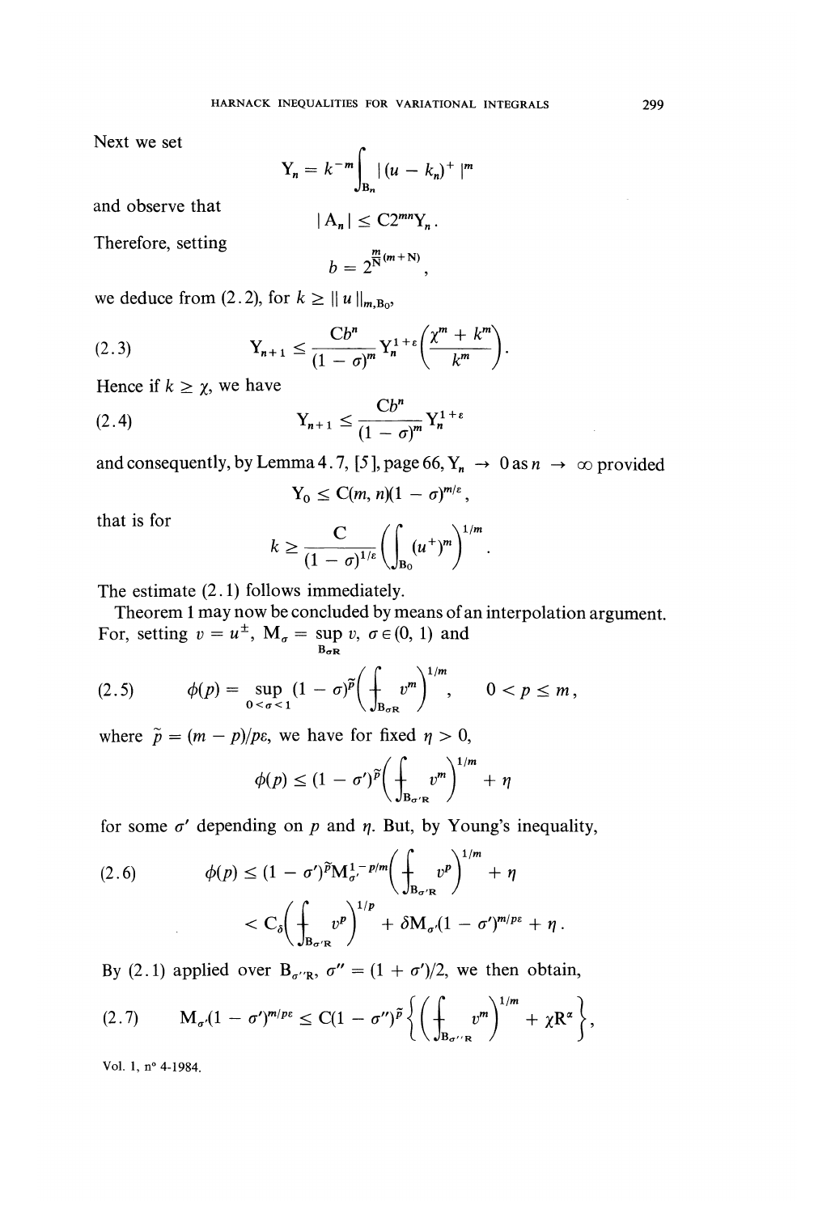Next we set

$$Y_n = k^{-m}\int_{B_n} |(u - k_n)^+|^m$$

and observe that

$$|A_n| \leq C2^{mn}Y_n.$$

Therefore, setting

$$b = 2^{\frac{m}{N}(m+N)},$$

we deduce from (2.2), for $k \geq \|u\|_{m,B_0}$,

$$Y_{n+1} \leq \frac{Cb^n}{(1-\sigma)^m} Y_n^{1+\varepsilon}\left(\frac{\chi^m + k^m}{k^m}\right). \tag{2.3}$$

Hence if $k \geq \chi$, we have

$$Y_{n+1} \leq \frac{Cb^n}{(1-\sigma)^m} Y_n^{1+\varepsilon} \tag{2.4}$$

and consequently, by Lemma 4.7, [5], page 66, $Y_n \to 0$ as $n \to \infty$ provided

$$Y_0 \leq C(m, n)(1-\sigma)^{m/\varepsilon},$$

that is for

$$k \geq \frac{C}{(1-\sigma)^{1/\varepsilon}}\left(\int_{B_0}(u^+)^m\right)^{1/m}.$$

The estimate (2.1) follows immediately.

Theorem 1 may now be concluded by means of an interpolation argument. For, setting $v = u^{\pm}$, $M_\sigma = \sup_{B_{\sigma R}} v$, $\sigma \in (0, 1)$ and

$$\phi(p) = \sup_{0<\sigma<1}(1-\sigma)^{\tilde{p}}\left(\fint_{B_{\sigma R}} v^m\right)^{1/m}, \quad 0 < p \leq m, \tag{2.5}$$

where $\tilde{p} = (m-p)/p\varepsilon$, we have for fixed $\eta > 0$,

$$\phi(p) \leq (1-\sigma')^{\tilde{p}}\left(\fint_{B_{\sigma' R}} v^m\right)^{1/m} + \eta$$

for some $\sigma'$ depending on $p$ and $\eta$. But, by Young's inequality,

$$\begin{aligned}
\phi(p) &\leq (1-\sigma')^{\tilde{p}} M_{\sigma'}^{1-p/m}\left(\fint_{B_{\sigma' R}} v^p\right)^{1/m} + \eta \\
&< C_\delta\left(\fint_{B_{\sigma' R}} v^p\right)^{1/p} + \delta M_{\sigma'}(1-\sigma')^{m/p\varepsilon} + \eta.
\end{aligned} \tag{2.6}$$

By (2.1) applied over $B_{\sigma'' R}$, $\sigma'' = (1+\sigma')/2$, we then obtain,

$$M_{\sigma'}(1-\sigma')^{m/p\varepsilon} \leq C(1-\sigma'')^{\tilde{p}}\left\{\left(\fint_{B_{\sigma'' R}} v^m\right)^{1/m} + \chi R^\alpha\right\}, \tag{2.7}$$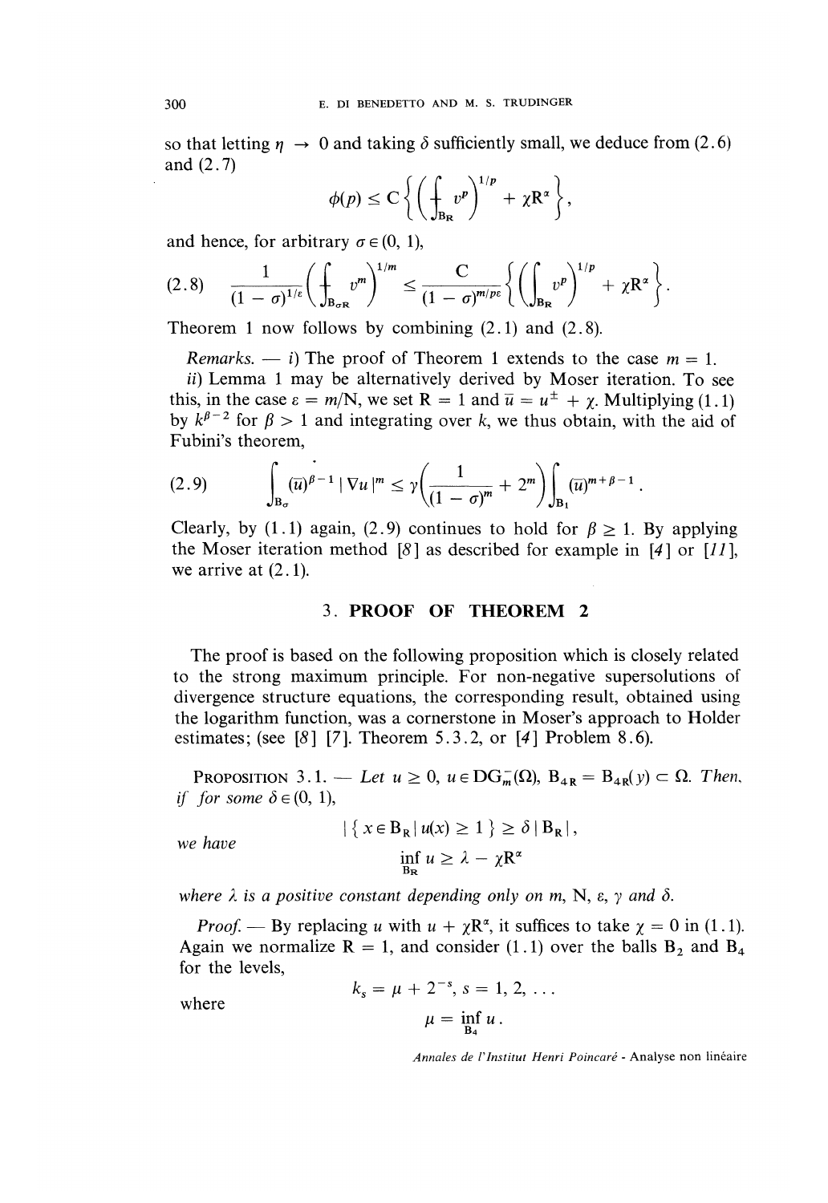so that letting $\eta \to 0$ and taking $\delta$ sufficiently small, we deduce from (2.6) and (2.7)

$$\phi(p) \leq C\left\{\left(\fint_{B_R} v^p\right)^{1/p} + \chi R^\alpha\right\},$$

and hence, for arbitrary $\sigma \in (0, 1)$,

$$(2.8) \qquad \frac{1}{(1-\sigma)^{1/\varepsilon}}\left(\fint_{B_{\sigma R}} v^m\right)^{1/m} \leq \frac{C}{(1-\sigma)^{m/p\varepsilon}}\left\{\left(\int_{B_R} v^p\right)^{1/p} + \chi R^\alpha\right\}.$$

Theorem 1 now follows by combining (2.1) and (2.8).

*Remarks.* — *i)* The proof of Theorem 1 extends to the case $m = 1$.

*ii)* Lemma 1 may be alternatively derived by Moser iteration. To see this, in the case $\varepsilon = m/N$, we set $R = 1$ and $\bar{u} = u^\pm + \chi$. Multiplying (1.1) by $k^{\beta-2}$ for $\beta > 1$ and integrating over $k$, we thus obtain, with the aid of Fubini's theorem,

$$(2.9) \qquad \int_{B_\sigma} (\bar{u})^{\beta-1} |\nabla u|^m \leq \gamma\left(\frac{1}{(1-\sigma)^m} + 2^m\right)\int_{B_1} (\bar{u})^{m+\beta-1}.$$

Clearly, by (1.1) again, (2.9) continues to hold for $\beta \geq 1$. By applying the Moser iteration method [8] as described for example in [4] or [11], we arrive at (2.1).

## 3. PROOF OF THEOREM 2

The proof is based on the following proposition which is closely related to the strong maximum principle. For non-negative supersolutions of divergence structure equations, the corresponding result, obtained using the logarithm function, was a cornerstone in Moser's approach to Holder estimates; (see [8] [7]. Theorem 5.3.2, or [4] Problem 8.6).

PROPOSITION 3.1. — *Let $u \geq 0$, $u \in DG_m^-(\Omega)$, $B_{4R} = B_{4R}(y) \subset \Omega$. Then, if for some $\delta \in (0, 1)$,*

$$|\{x \in B_R \mid u(x) \geq 1\}| \geq \delta |B_R|,$$

*we have*

$$\inf_{B_R} u \geq \lambda - \chi R^\alpha$$

*where $\lambda$ is a positive constant depending only on $m$, $N$, $\varepsilon$, $\gamma$ and $\delta$.*

*Proof.* — By replacing $u$ with $u + \chi R^\alpha$, it suffices to take $\chi = 0$ in (1.1). Again we normalize $R = 1$, and consider (1.1) over the balls $B_2$ and $B_4$ for the levels,

$$k_s = \mu + 2^{-s}, \; s = 1, 2, \ldots$$

where

$$\mu = \inf_{B_4} u.$$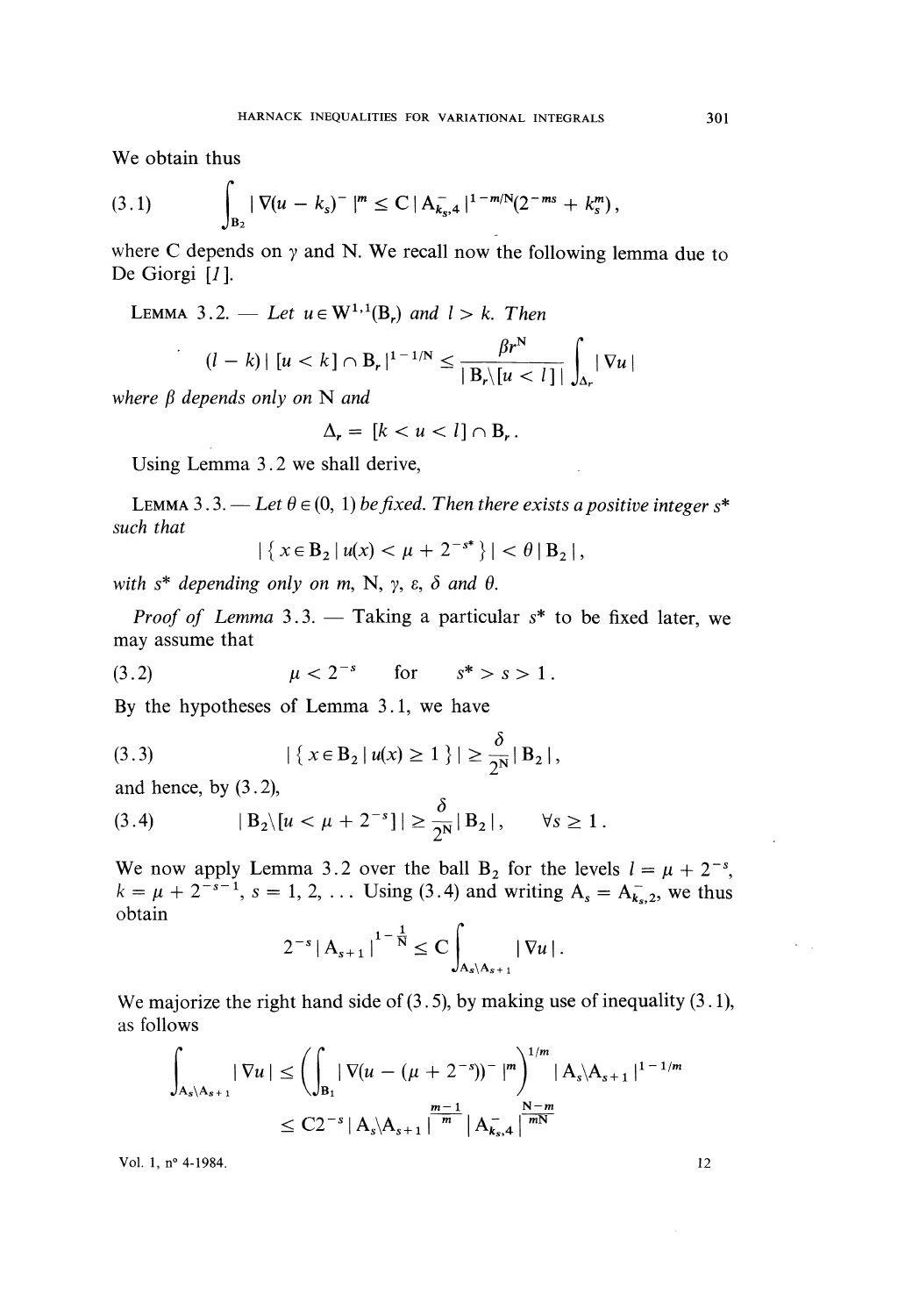We obtain thus

$$(3.1) \qquad \int_{B_2} |\nabla(u - k_s)^-|^m \leq C\,|A^-_{k_s,4}|^{1-m/N}(2^{-ms} + k_s^m),$$

where C depends on $\gamma$ and N. We recall now the following lemma due to De Giorgi [1].

LEMMA 3.2. — *Let* $u \in W^{1,1}(B_r)$ *and* $l > k$. *Then*

$$(l - k)\,|\,[u < k] \cap B_r\,|^{1-1/N} \leq \frac{\beta r^N}{|B_r \backslash [u < l]|} \int_{\Delta_r} |\nabla u|$$

*where* $\beta$ *depends only on* N *and*

$$\Delta_r = [k < u < l] \cap B_r\,.$$

Using Lemma 3.2 we shall derive,

LEMMA 3.3. — *Let* $\theta \in (0, 1)$ *be fixed. Then there exists a positive integer* $s^*$ *such that*

$$|\{ x \in B_2 \,|\, u(x) < \mu + 2^{-s^*} \}| < \theta\,|B_2|,$$

*with* $s^*$ *depending only on* $m$, N, $\gamma$, $\varepsilon$, $\delta$ *and* $\theta$.

*Proof of Lemma* 3.3. — Taking a particular $s^*$ to be fixed later, we may assume that

$$(3.2) \qquad \mu < 2^{-s} \qquad \text{for} \qquad s^* > s > 1\,.$$

By the hypotheses of Lemma 3.1, we have

$$(3.3) \qquad |\{ x \in B_2 \,|\, u(x) \geq 1 \}| \geq \frac{\delta}{2^N}|B_2|,$$

and hence, by (3.2),

$$(3.4) \qquad |B_2 \backslash [u < \mu + 2^{-s}]| \geq \frac{\delta}{2^N}|B_2|, \qquad \forall s \geq 1\,.$$

We now apply Lemma 3.2 over the ball $B_2$ for the levels $l = \mu + 2^{-s}$, $k = \mu + 2^{-s-1}$, $s = 1, 2, \ldots$ Using (3.4) and writing $A_s = A^-_{k_s,2}$, we thus obtain

$$2^{-s}\,|A_{s+1}|^{1-\frac{1}{N}} \leq C \int_{A_s \backslash A_{s+1}} |\nabla u|\,.$$

We majorize the right hand side of (3.5), by making use of inequality (3.1), as follows

$$\int_{A_s \backslash A_{s+1}} |\nabla u| \leq \left( \int_{B_1} |\nabla(u - (\mu + 2^{-s}))^-|^m \right)^{1/m} |A_s \backslash A_{s+1}|^{1-1/m}$$
$$\leq C 2^{-s}\,|A_s \backslash A_{s+1}|^{\frac{m-1}{m}}\,|A^-_{k_s,4}|^{\frac{N-m}{mN}}$$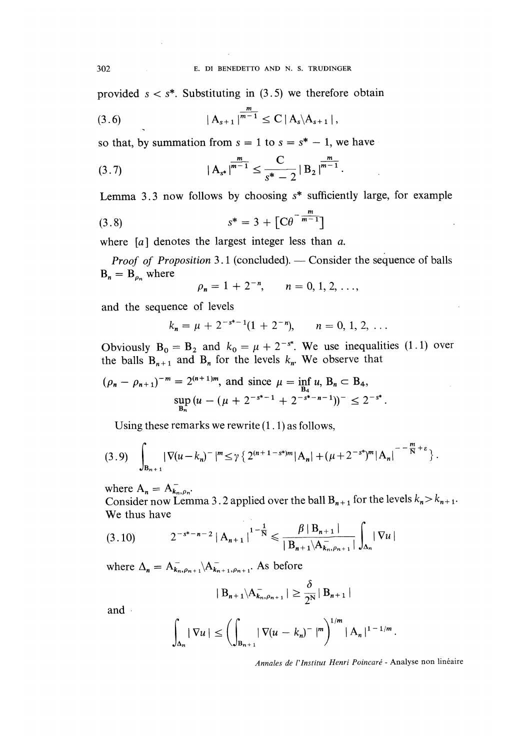provided $s < s^*$. Substituting in (3.5) we therefore obtain

$$|A_{s+1}|^{\frac{m}{m-1}} \leq C\,|A_s \backslash A_{s+1}|, \tag{3.6}$$

so that, by summation from $s = 1$ to $s = s^* - 1$, we have

$$|A_{s^*}|^{\frac{m}{m-1}} \leq \frac{C}{s^* - 2}\,|B_2|^{\frac{m}{m-1}}. \tag{3.7}$$

Lemma 3.3 now follows by choosing $s^*$ sufficiently large, for example

$$s^* = 3 + \left[C\theta^{-\frac{m}{m-1}}\right] \tag{3.8}$$

where $[a]$ denotes the largest integer less than $a$.

*Proof of Proposition* 3.1 (concluded). — Consider the sequence of balls $B_n = B_{\rho_n}$ where

$$\rho_n = 1 + 2^{-n}, \qquad n = 0, 1, 2, \ldots,$$

and the sequence of levels

$$k_n = \mu + 2^{-s^*-1}(1 + 2^{-n}), \qquad n = 0, 1, 2, \ldots$$

Obviously $B_0 = B_2$ and $k_0 = \mu + 2^{-s^*}$. We use inequalities (1.1) over the balls $B_{n+1}$ and $B_n$ for the levels $k_n$. We observe that

$(\rho_n - \rho_{n+1})^{-m} = 2^{(n+1)m}$, and since $\mu = \inf_{B_4} u$, $B_n \subset B_4$,

$$\sup_{B_n}\,(u - (\mu + 2^{-s^*-1} + 2^{-s^*-n-1}))^- \leq 2^{-s^*}.$$

Using these remarks we rewrite (1.1) as follows,

$$\int_{B_{n+1}} |\nabla(u-k_n)^-|^m \leq \gamma\left\{2^{(n+1-s^*)m}|A_n| + (\mu + 2^{-s^*})^m |A_n|^{1-\frac{m}{N}+\varepsilon}\right\}. \tag{3.9}$$

where $A_n = A^-_{k_n,\rho_n}$.

Consider now Lemma 3.2 applied over the ball $B_{n+1}$ for the levels $k_n > k_{n+1}$. We thus have

$$2^{-s^*-n-2}\,|A_{n+1}|^{1-\frac{1}{N}} \leqslant \frac{\beta\,|B_{n+1}|}{|B_{n+1}\backslash A^-_{k_n,\rho_{n+1}}|}\int_{\Delta_n} |\nabla u| \tag{3.10}$$

where $\Delta_n = A^-_{k_n,\rho_{n+1}} \backslash A^-_{k_{n+1},\rho_{n+1}}$. As before

$$|B_{n+1}\backslash A^-_{k_n,\rho_{n+1}}| \geq \frac{\delta}{2^N}\,|B_{n+1}|$$

and

$$\int_{\Delta_n} |\nabla u| \leq \left(\int_{B_{n+1}} |\nabla(u - k_n)^-|^m\right)^{1/m} |A_n|^{1-1/m}.$$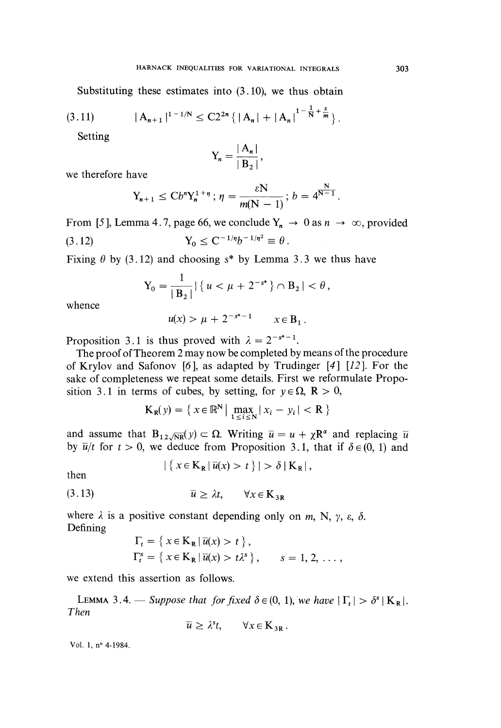Substituting these estimates into (3.10), we thus obtain

$$|A_{n+1}|^{1-1/N} \leq C2^{2n}\{|A_n| + |A_n|^{1-\frac{1}{N}+\frac{\varepsilon}{m}}\}. \tag{3.11}$$

Setting

$$Y_n = \frac{|A_n|}{|B_2|},$$

we therefore have

$$Y_{n+1} \leq Cb^n Y_n^{1+\eta}\,; \; \eta = \frac{\varepsilon N}{m(N-1)}\,; \; b = 4^{\frac{N}{N-1}}.$$

From [5], Lemma 4.7, page 66, we conclude $Y_n \to 0$ as $n \to \infty$, provided

$$Y_0 \leq C^{-1/\eta} b^{-1/\eta^2} \equiv \theta. \tag{3.12}$$

Fixing $\theta$ by (3.12) and choosing $s^*$ by Lemma 3.3 we thus have

$$Y_0 = \frac{1}{|B_2|}|\{u < \mu + 2^{-s^*}\} \cap B_2| < \theta,$$

whence

$$u(x) > \mu + 2^{-s^*-1} \qquad x \in B_1.$$

Proposition 3.1 is thus proved with $\lambda = 2^{-s^*-1}$.

The proof of Theorem 2 may now be completed by means of the procedure of Krylov and Safonov [6], as adapted by Trudinger [4] [12]. For the sake of completeness we repeat some details. First we reformulate Proposition 3.1 in terms of cubes, by setting, for $y \in \Omega$, $R > 0$,

$$K_R(y) = \{x \in \mathbb{R}^N \mid \max_{1 \leq i \leq N} |x_i - y_i| < R\}$$

and assume that $B_{12\sqrt{N}R}(y) \subset \Omega$. Writing $\bar{u} = u + \chi R^\alpha$ and replacing $\bar{u}$ by $\bar{u}/t$ for $t > 0$, we deduce from Proposition 3.1, that if $\delta \in (0, 1)$ and

$$|\{x \in K_R \mid \bar{u}(x) > t\}| > \delta |K_R|,$$

then

$$\bar{u} \geq \lambda t, \qquad \forall x \in K_{3R} \tag{3.13}$$

where $\lambda$ is a positive constant depending only on $m$, $N$, $\gamma$, $\varepsilon$, $\delta$.

Defining

$$\Gamma_t = \{x \in K_R \mid \bar{u}(x) > t\},$$
$$\Gamma_t^s = \{x \in K_R \mid \bar{u}(x) > t\lambda^s\}, \qquad s = 1, 2, \ldots,$$

we extend this assertion as follows.

LEMMA 3.4. — *Suppose that for fixed $\delta \in (0, 1)$, we have $|\Gamma_t| > \delta^s |K_R|$. Then*

$$\bar{u} \geq \lambda^s t, \qquad \forall x \in K_{3R}.$$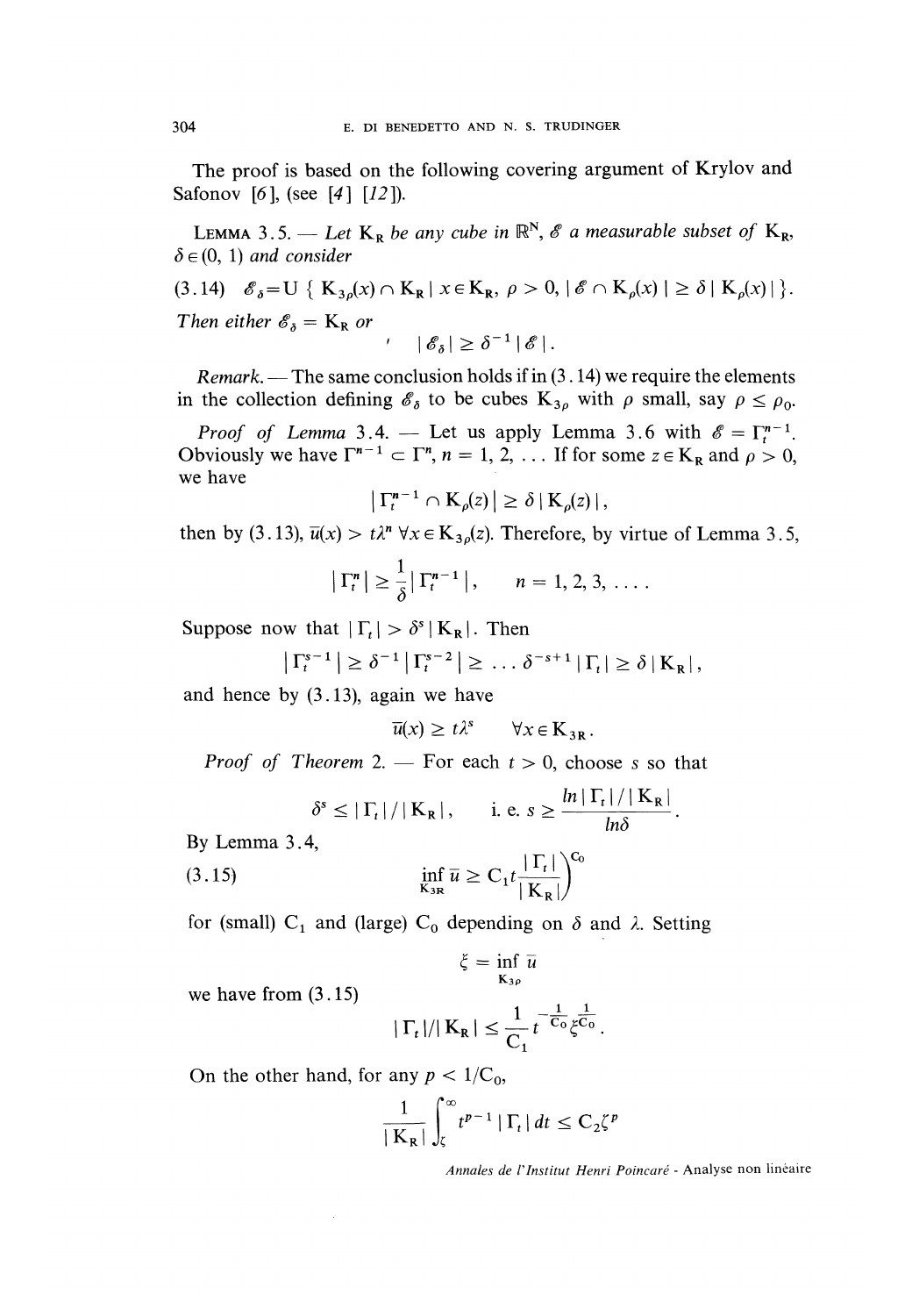The proof is based on the following covering argument of Krylov and Safonov [6], (see [4] [12]).

LEMMA 3.5. — *Let $K_R$ be any cube in $\mathbb{R}^N$, $\mathscr{E}$ a measurable subset of $K_R$, $\delta \in (0, 1)$ and consider*

$$\mathscr{E}_\delta = \cup \{ K_{3\rho}(x) \cap K_R \mid x \in K_R, \ \rho > 0, \ |\mathscr{E} \cap K_\rho(x)| \geq \delta |K_\rho(x)| \}. \tag{3.14}$$

*Then either $\mathscr{E}_\delta = K_R$ or*

$$|\mathscr{E}_\delta| \geq \delta^{-1} |\mathscr{E}|.$$

*Remark.* — The same conclusion holds if in (3.14) we require the elements in the collection defining $\mathscr{E}_\delta$ to be cubes $K_{3\rho}$ with $\rho$ small, say $\rho \leq \rho_0$.

*Proof of Lemma* 3.4. — Let us apply Lemma 3.6 with $\mathscr{E} = \Gamma_t^{n-1}$. Obviously we have $\Gamma^{n-1} \subset \Gamma^n$, $n = 1, 2, \ldots$ If for some $z \in K_R$ and $\rho > 0$, we have

$$|\Gamma_t^{n-1} \cap K_\rho(z)| \geq \delta |K_\rho(z)|,$$

then by (3.13), $\bar{u}(x) > t\lambda^n \ \forall x \in K_{3\rho}(z)$. Therefore, by virtue of Lemma 3.5,

$$|\Gamma_t^n| \geq \frac{1}{\delta} |\Gamma_t^{n-1}|, \qquad n = 1, 2, 3, \ldots.$$

Suppose now that $|\Gamma_t| > \delta^s |K_R|$. Then

$$|\Gamma_t^{s-1}| \geq \delta^{-1} |\Gamma_t^{s-2}| \geq \ldots \delta^{-s+1} |\Gamma_t| \geq \delta |K_R|,$$

and hence by (3.13), again we have

$$\bar{u}(x) \geq t\lambda^s \qquad \forall x \in K_{3R}.$$

*Proof of Theorem* 2. — For each $t > 0$, choose $s$ so that

$$\delta^s \leq |\Gamma_t| / |K_R|, \qquad \text{i. e. } s \geq \frac{ln |\Gamma_t| / |K_R|}{ln\delta}.$$

By Lemma 3.4,

$$\inf_{K_{3R}} \bar{u} \geq C_1 t \left( \frac{|\Gamma_t|}{|K_R|} \right)^{C_0} \tag{3.15}$$

for (small) $C_1$ and (large) $C_0$ depending on $\delta$ and $\lambda$. Setting

$$\xi = \inf_{K_{3\rho}} \bar{u}$$

we have from (3.15)

$$|\Gamma_t| / |K_R| \leq \frac{1}{C_1} t^{-\frac{1}{C_0}} \xi^{\frac{1}{C_0}}.$$

On the other hand, for any $p < 1/C_0$,

$$\frac{1}{|K_R|} \int_\zeta^\infty t^{p-1} |\Gamma_t| \, dt \leq C_2 \zeta^p$$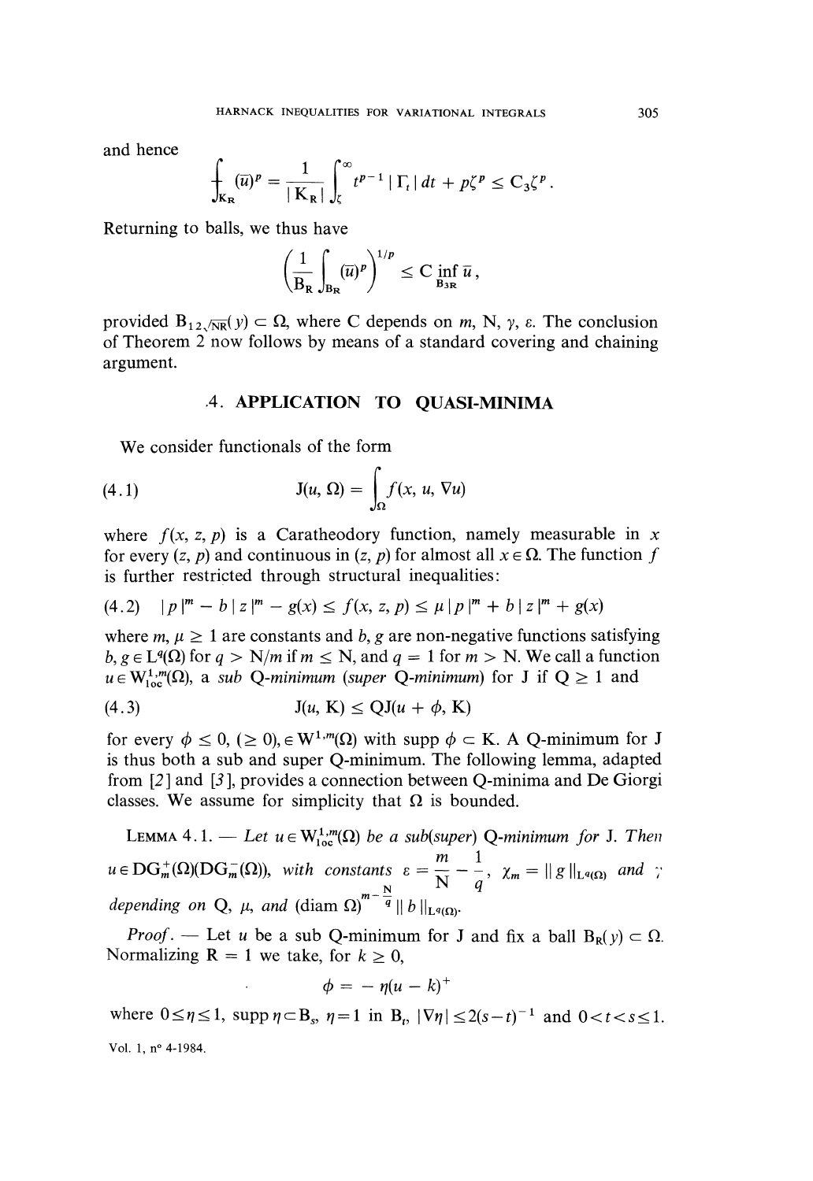and hence

$$\fint_{K_R} (\bar{u})^p = \frac{1}{|K_R|} \int_\zeta^\infty t^{p-1} |\Gamma_t| \, dt + p\zeta^p \leq C_3 \zeta^p .$$

Returning to balls, we thus have

$$\left( \frac{1}{B_R} \int_{B_R} (\bar{u})^p \right)^{1/p} \leq C \inf_{B_{3R}} \bar{u} ,$$

provided $B_{12\sqrt{N}R}(y) \subset \Omega$, where C depends on $m$, N, $\gamma$, $\varepsilon$. The conclusion of Theorem 2 now follows by means of a standard covering and chaining argument.

## 4. APPLICATION TO QUASI-MINIMA

We consider functionals of the form

$$J(u, \Omega) = \int_\Omega f(x, u, \nabla u) \tag{4.1}$$

where $f(x, z, p)$ is a Caratheodory function, namely measurable in $x$ for every $(z, p)$ and continuous in $(z, p)$ for almost all $x \in \Omega$. The function $f$ is further restricted through structural inequalities:

$$|p|^m - b|z|^m - g(x) \leq f(x, z, p) \leq \mu |p|^m + b|z|^m + g(x) \tag{4.2}$$

where $m, \mu \geq 1$ are constants and $b, g$ are non-negative functions satisfying $b, g \in L^q(\Omega)$ for $q > N/m$ if $m \leq N$, and $q = 1$ for $m > N$. We call a function $u \in W^{1,m}_{loc}(\Omega)$, a *sub Q-minimum (super Q-minimum)* for J if $Q \geq 1$ and

$$J(u, K) \leq Q J(u + \phi, K) \tag{4.3}$$

for every $\phi \leq 0$, $(\geq 0)$, $\in W^{1,m}(\Omega)$ with supp $\phi \subset K$. A Q-minimum for J is thus both a sub and super Q-minimum. The following lemma, adapted from [2] and [3], provides a connection between Q-minima and De Giorgi classes. We assume for simplicity that $\Omega$ is bounded.

LEMMA 4.1. — *Let $u \in W^{1,m}_{loc}(\Omega)$ be a sub(super) Q-minimum for J. Then $u \in DG^+_m(\Omega)(DG^-_m(\Omega))$, with constants $\varepsilon = \frac{m}{N} - \frac{1}{q}$, $\chi_m = \|g\|_{L^q(\Omega)}$ and $\gamma$ depending on Q, $\mu$, and $(\operatorname{diam} \Omega)^{m - \frac{N}{q}} \|b\|_{L^q(\Omega)}$.*

*Proof.* — Let $u$ be a sub Q-minimum for J and fix a ball $B_R(y) \subset \Omega$. Normalizing $R = 1$ we take, for $k \geq 0$,

$$\phi = -\eta(u - k)^+$$

where $0 \leq \eta \leq 1$, supp $\eta \subset B_s$, $\eta = 1$ in $B_t$, $|\nabla \eta| \leq 2(s-t)^{-1}$ and $0 < t < s \leq 1$.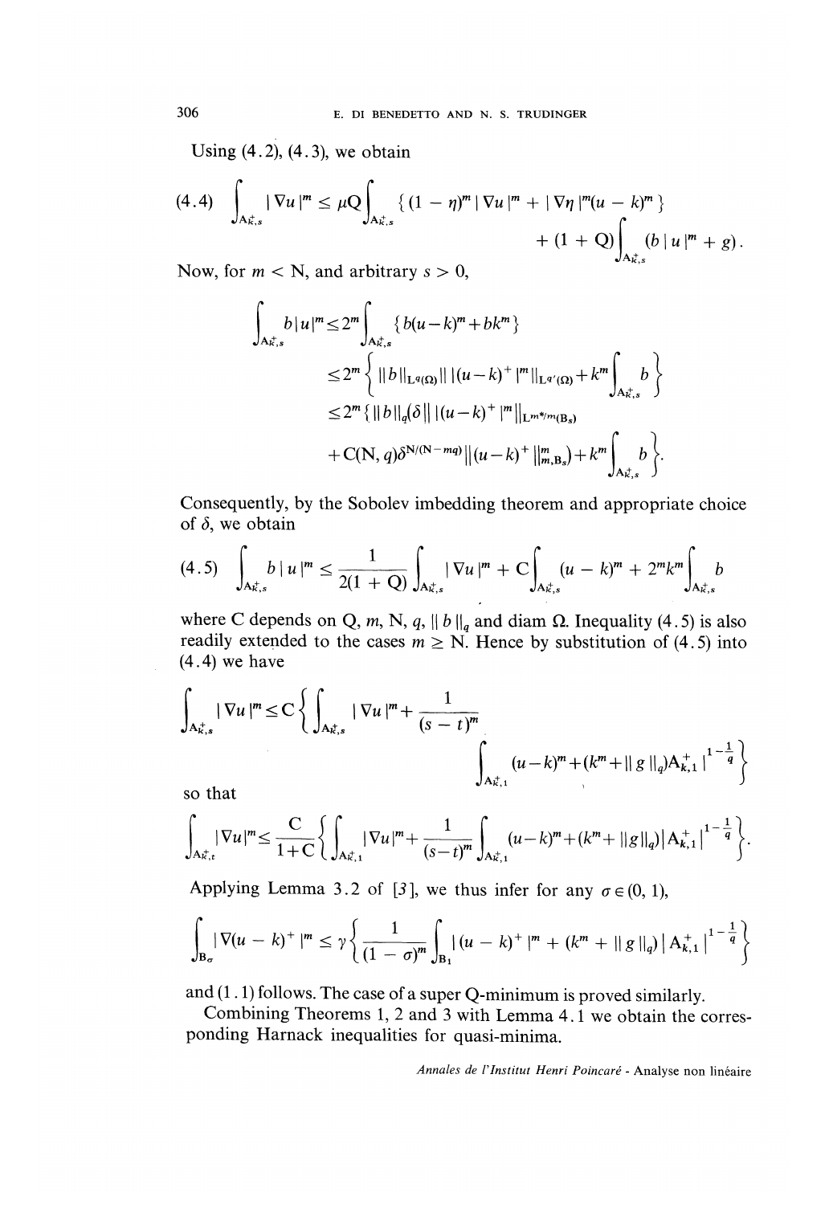Using (4.2), (4.3), we obtain

$$(4.4)\quad \int_{A^+_{k,s}} |\nabla u|^m \leq \mu Q \int_{A^+_{k,s}} \{(1-\eta)^m |\nabla u|^m + |\nabla \eta|^m (u-k)^m\} + (1+Q)\int_{A^+_{k,s}} (b|u|^m + g).$$

Now, for $m < N$, and arbitrary $s > 0$,

$$\begin{aligned}
\int_{A^+_{k,s}} b|u|^m &\leq 2^m \int_{A^+_{k,s}} \{b(u-k)^m + bk^m\} \\
&\leq 2^m \left\{ \|b\|_{L^q(\Omega)} \| |(u-k)^+|^m \|_{L^{q'}(\Omega)} + k^m \int_{A^+_{k,s}} b \right\} \\
&\leq 2^m \{ \|b\|_q (\delta \| |(u-k)^+|^m \|_{L^{m*/m}(B_s)} \\
&\quad + C(N,q)\delta^{N/(N-mq)} \|(u-k)^+\|^m_{m,B_s}) + k^m \int_{A^+_{k,s}} b \}.
\end{aligned}$$

Consequently, by the Sobolev imbedding theorem and appropriate choice of $\delta$, we obtain

$$(4.5)\quad \int_{A^+_{k,s}} b|u|^m \leq \frac{1}{2(1+Q)} \int_{A^+_{k,s}} |\nabla u|^m + C \int_{A^+_{k,s}} (u-k)^m + 2^m k^m \int_{A^+_{k,s}} b$$

where C depends on Q, $m$, N, $q$, $\|b\|_q$ and diam $\Omega$. Inequality (4.5) is also readily extended to the cases $m \geq N$. Hence by substitution of (4.5) into (4.4) we have

$$\int_{A^+_{k,s}} |\nabla u|^m \leq C \left\{ \int_{A^+_{k,s}} |\nabla u|^m + \frac{1}{(s-t)^m} \int_{A^+_{k,1}} (u-k)^m + (k^m + \|g\|_q) |A^+_{k,1}|^{1-\frac{1}{q}} \right\}$$

so that

$$\int_{A^+_{k,t}} |\nabla u|^m \leq \frac{C}{1+C} \left\{ \int_{A^+_{k,1}} |\nabla u|^m + \frac{1}{(s-t)^m} \int_{A^+_{k,1}} (u-k)^m + (k^m + \|g\|_q) |A^+_{k,1}|^{1-\frac{1}{q}} \right\}.$$

Applying Lemma 3.2 of [3], we thus infer for any $\sigma \in (0,1)$,

$$\int_{B_\sigma} |\nabla (u-k)^+|^m \leq \gamma \left\{ \frac{1}{(1-\sigma)^m} \int_{B_1} |(u-k)^+|^m + (k^m + \|g\|_q) |A^+_{k,1}|^{1-\frac{1}{q}} \right\}$$

and (1.1) follows. The case of a super Q-minimum is proved similarly.

Combining Theorems 1, 2 and 3 with Lemma 4.1 we obtain the corresponding Harnack inequalities for quasi-minima.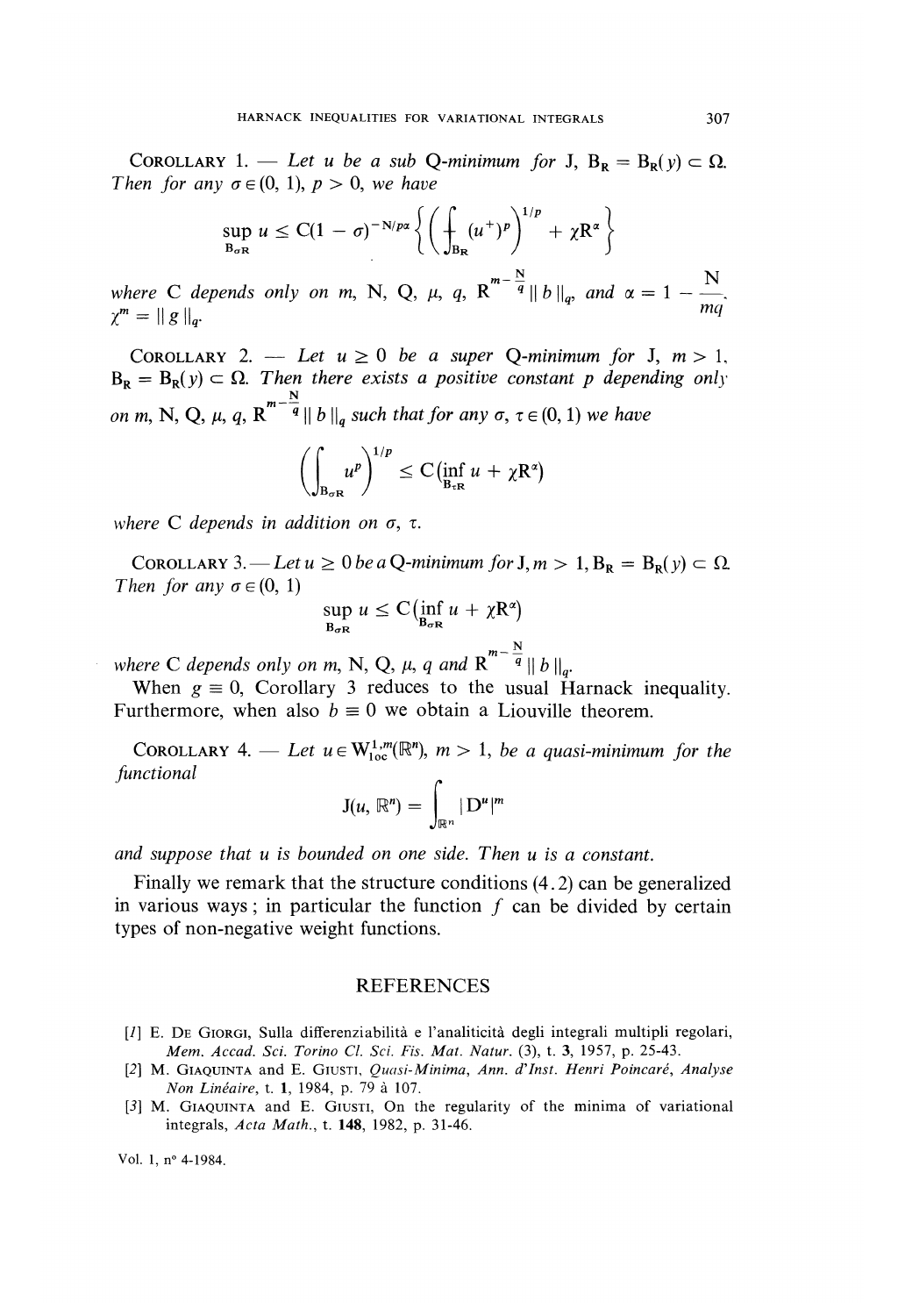COROLLARY 1. — *Let $u$ be a sub Q-minimum for J, $B_R = B_R(y) \subset \Omega$. Then for any $\sigma \in (0, 1)$, $p > 0$, we have*

$$\sup_{B_{\sigma R}} u \leq C(1-\sigma)^{-N/p\alpha} \left\{ \left( \fint_{B_R} (u^+)^p \right)^{1/p} + \chi R^\alpha \right\}$$

*where C depends only on m, N, Q, $\mu$, q, $R^{m-\frac{N}{q}} \| b \|_q$, and $\alpha = 1 - \frac{N}{mq}$, $\chi^m = \| g \|_q$.*

COROLLARY 2. — *Let $u \geq 0$ be a super Q-minimum for J, $m > 1$, $B_R = B_R(y) \subset \Omega$. Then there exists a positive constant p depending only on m, N, Q, $\mu$, q, $R^{m-\frac{N}{q}} \| b \|_q$ such that for any $\sigma$, $\tau \in (0, 1)$ we have*

$$\left( \int_{B_{\sigma R}} u^p \right)^{1/p} \leq C\left( \inf_{B_{\tau R}} u + \chi R^\alpha \right)$$

*where C depends in addition on $\sigma$, $\tau$.*

COROLLARY 3. — *Let $u \geq 0$ be a Q-minimum for J, $m > 1$, $B_R = B_R(y) \subset \Omega$. Then for any $\sigma \in (0, 1)$*

$$\sup_{B_{\sigma R}} u \leq C\left( \inf_{B_{\sigma R}} u + \chi R^\alpha \right)$$

*where C depends only on m, N, Q, $\mu$, q and $R^{m-\frac{N}{q}} \| b \|_q$.*

When $g \equiv 0$, Corollary 3 reduces to the usual Harnack inequality. Furthermore, when also $b \equiv 0$ we obtain a Liouville theorem.

COROLLARY 4. — *Let $u \in W^{1,m}_{loc}(\mathbb{R}^n)$, $m > 1$, be a quasi-minimum for the functional*

$$J(u, \mathbb{R}^n) = \int_{\mathbb{R}^n} | D^u |^m$$

*and suppose that u is bounded on one side. Then u is a constant.*

Finally we remark that the structure conditions (4.2) can be generalized in various ways; in particular the function $f$ can be divided by certain types of non-negative weight functions.

## REFERENCES

[1] E. DE GIORGI, Sulla differenziabilità e l'analiticità degli integrali multipli regolari, *Mem. Accad. Sci. Torino Cl. Sci. Fis. Mat. Natur.* (3), t. 3, 1957, p. 25-43.

[2] M. GIAQUINTA and E. GIUSTI, *Quasi-Minima*, *Ann. d'Inst. Henri Poincaré, Analyse Non Linéaire*, t. 1, 1984, p. 79 à 107.

[3] M. GIAQUINTA and E. GIUSTI, On the regularity of the minima of variational integrals, *Acta Math.*, t. 148, 1982, p. 31-46.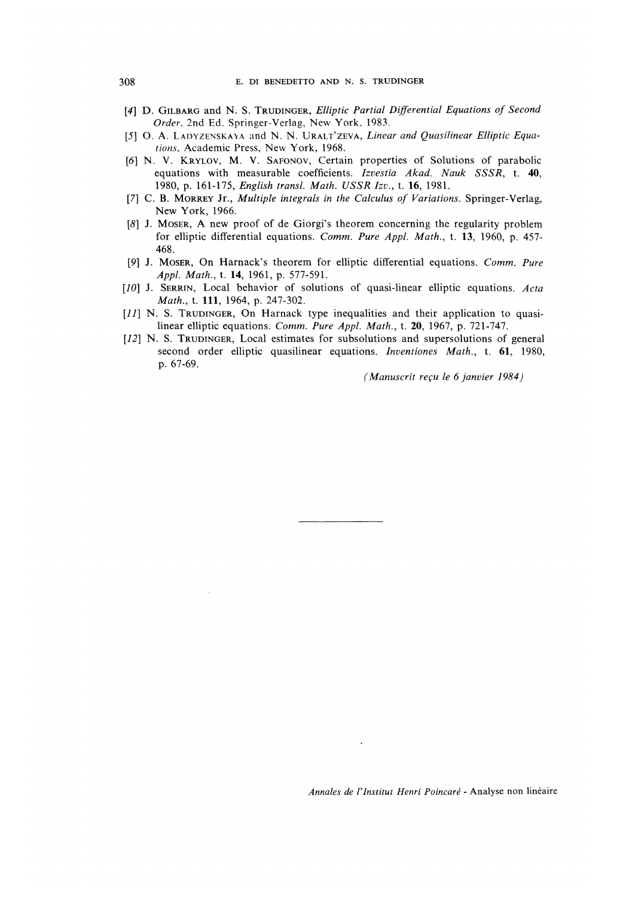[4] D. GILBARG and N. S. TRUDINGER, *Elliptic Partial Differential Equations of Second Order*. 2nd Ed. Springer-Verlag, New York, 1983.

[5] O. A. LADYZENSKAYA and N. N. URALT'ZEVA, *Linear and Quasilinear Elliptic Equations*, Academic Press, New York, 1968.

[6] N. V. KRYLOV, M. V. SAFONOV, Certain properties of Solutions of parabolic equations with measurable coefficients. *Izvestia Akad. Nauk SSSR*, t. **40**, 1980, p. 161-175, *English transl. Math. USSR Izv.*, t. **16**, 1981.

[7] C. B. MORREY Jr., *Multiple integrals in the Calculus of Variations*. Springer-Verlag, New York, 1966.

[8] J. MOSER, A new proof of de Giorgi's theorem concerning the regularity problem for elliptic differential equations. *Comm. Pure Appl. Math.*, t. **13**, 1960, p. 457-468.

[9] J. MOSER, On Harnack's theorem for elliptic differential equations. *Comm. Pure Appl. Math.*, t. **14**, 1961, p. 577-591.

[10] J. SERRIN, Local behavior of solutions of quasi-linear elliptic equations. *Acta Math.*, t. **111**, 1964, p. 247-302.

[11] N. S. TRUDINGER, On Harnack type inequalities and their application to quasilinear elliptic equations. *Comm. Pure Appl. Math.*, t. **20**, 1967, p. 721-747.

[12] N. S. TRUDINGER, Local estimates for subsolutions and supersolutions of general second order elliptic quasilinear equations. *Inventiones Math.*, t. **61**, 1980, p. 67-69.

*(Manuscrit reçu le 6 janvier 1984)*